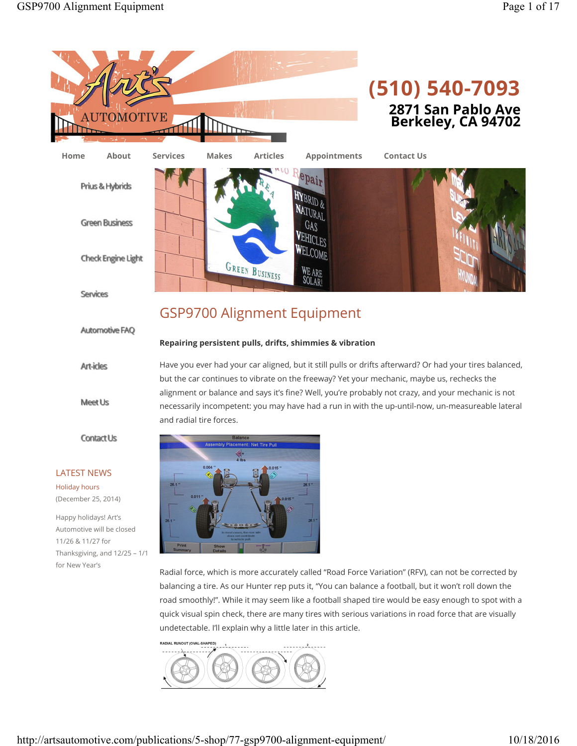# Art's Automotive

(510) 540-7093

2871 San Pablo Ave
Berkeley, CA 94702

Home | About | Services | Makes | Articles | Appointments | Contact Us

- Prius & Hybrids
- Green Business
- Check Engine Light
- Services
- Automotive FAQ
- Articles
- Meet Us
- Contact Us

## LATEST NEWS

Holiday hours

(December 25, 2014)

Happy holidays! Art's Automotive will be closed 11/26 & 11/27 for Thanksgiving, and 12/25 – 1/1 for New Year's

## GSP9700 Alignment Equipment

**Repairing persistent pulls, drifts, shimmies & vibration**

Have you ever had your car aligned, but it still pulls or drifts afterward? Or had your tires balanced, but the car continues to vibrate on the freeway? Yet your mechanic, maybe us, rechecks the alignment or balance and says it's fine? Well, you're probably not crazy, and your mechanic is not necessarily incompetent: you may have had a run in with the up-until-now, un-measureable lateral and radial tire forces.

Radial force, which is more accurately called "Road Force Variation" (RFV), can not be corrected by balancing a tire. As our Hunter rep puts it, "You can balance a football, but it won't roll down the road smoothly!". While it may seem like a football shaped tire would be easy enough to spot with a quick visual spin check, there are many tires with serious variations in road force that are visually undetectable. I'll explain why a little later in this article.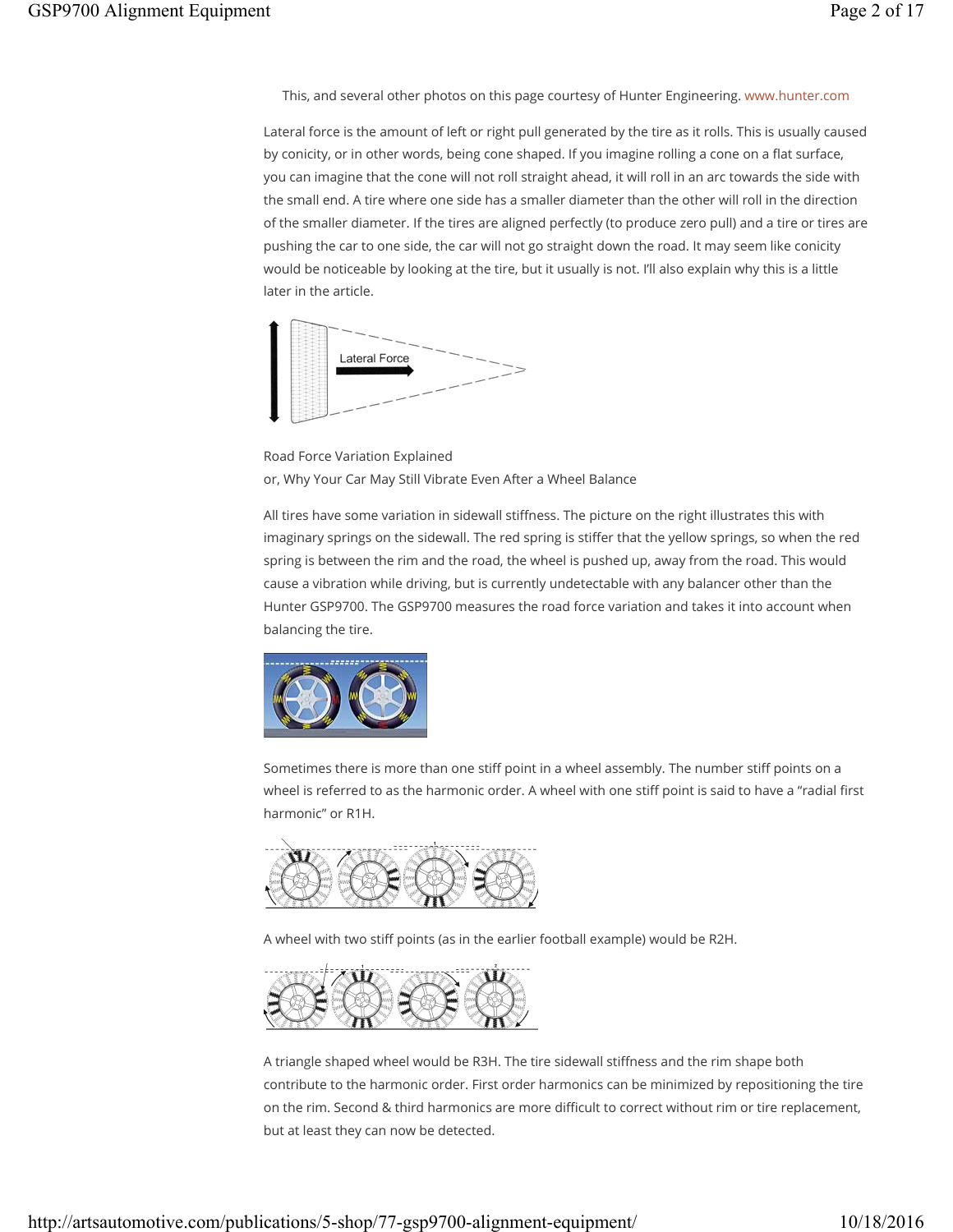This, and several other photos on this page courtesy of Hunter Engineering. www.hunter.com

Lateral force is the amount of left or right pull generated by the tire as it rolls. This is usually caused by conicity, or in other words, being cone shaped. If you imagine rolling a cone on a flat surface, you can imagine that the cone will not roll straight ahead, it will roll in an arc towards the side with the small end. A tire where one side has a smaller diameter than the other will roll in the direction of the smaller diameter. If the tires are aligned perfectly (to produce zero pull) and a tire or tires are pushing the car to one side, the car will not go straight down the road. It may seem like conicity would be noticeable by looking at the tire, but it usually is not. I'll also explain why this is a little later in the article.

Road Force Variation Explained
or, Why Your Car May Still Vibrate Even After a Wheel Balance

All tires have some variation in sidewall stiffness. The picture on the right illustrates this with imaginary springs on the sidewall. The red spring is stiffer that the yellow springs, so when the red spring is between the rim and the road, the wheel is pushed up, away from the road. This would cause a vibration while driving, but is currently undetectable with any balancer other than the Hunter GSP9700. The GSP9700 measures the road force variation and takes it into account when balancing the tire.

Sometimes there is more than one stiff point in a wheel assembly. The number stiff points on a wheel is referred to as the harmonic order. A wheel with one stiff point is said to have a "radial first harmonic" or R1H.

A wheel with two stiff points (as in the earlier football example) would be R2H.

A triangle shaped wheel would be R3H. The tire sidewall stiffness and the rim shape both contribute to the harmonic order. First order harmonics can be minimized by repositioning the tire on the rim. Second & third harmonics are more difficult to correct without rim or tire replacement, but at least they can now be detected.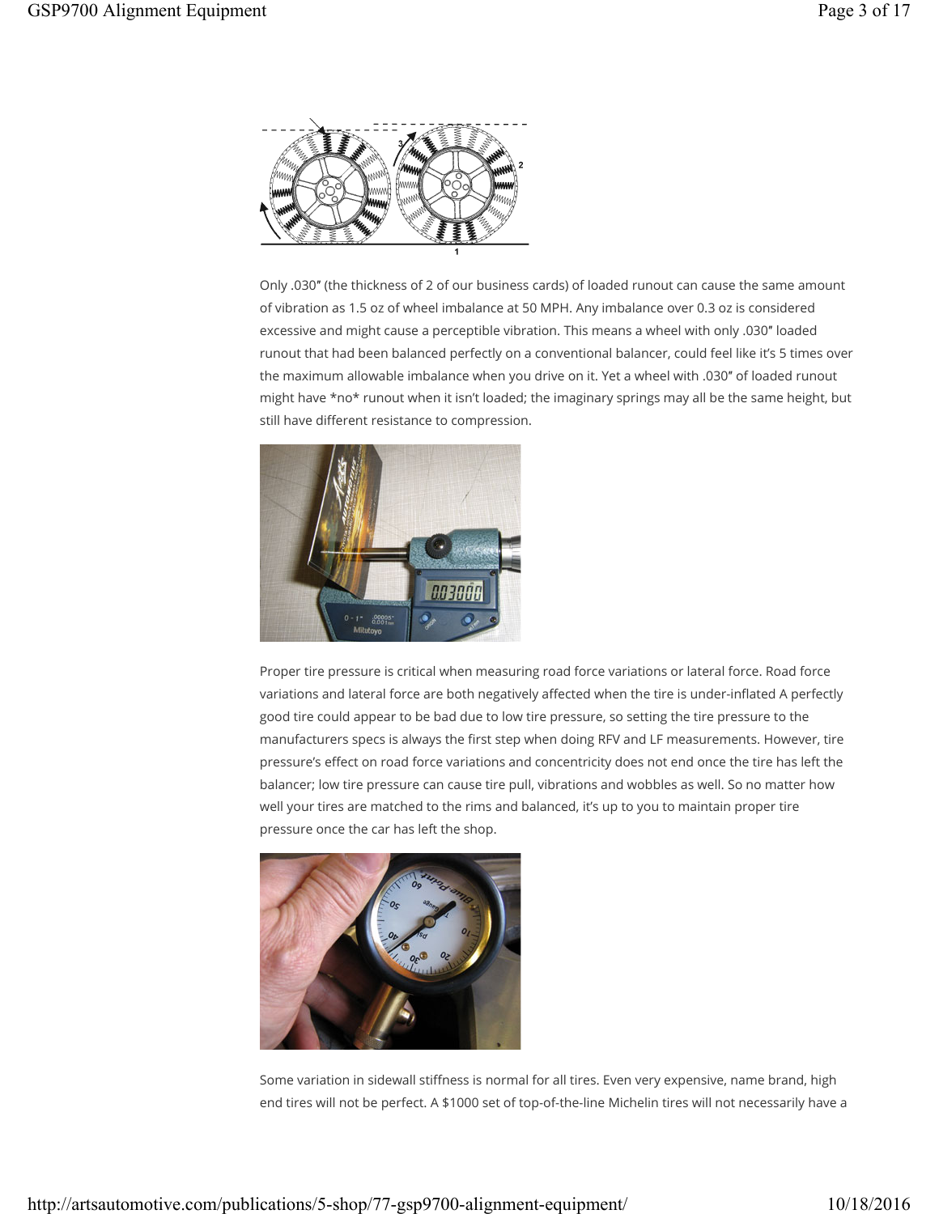Only .030″ (the thickness of 2 of our business cards) of loaded runout can cause the same amount of vibration as 1.5 oz of wheel imbalance at 50 MPH. Any imbalance over 0.3 oz is considered excessive and might cause a perceptible vibration. This means a wheel with only .030″ loaded runout that had been balanced perfectly on a conventional balancer, could feel like it's 5 times over the maximum allowable imbalance when you drive on it. Yet a wheel with .030″ of loaded runout might have *no* runout when it isn't loaded; the imaginary springs may all be the same height, but still have different resistance to compression.

Proper tire pressure is critical when measuring road force variations or lateral force. Road force variations and lateral force are both negatively affected when the tire is under-inflated A perfectly good tire could appear to be bad due to low tire pressure, so setting the tire pressure to the manufacturers specs is always the first step when doing RFV and LF measurements. However, tire pressure's effect on road force variations and concentricity does not end once the tire has left the balancer; low tire pressure can cause tire pull, vibrations and wobbles as well. So no matter how well your tires are matched to the rims and balanced, it's up to you to maintain proper tire pressure once the car has left the shop.

Some variation in sidewall stiffness is normal for all tires. Even very expensive, name brand, high end tires will not be perfect. A $1000 set of top-of-the-line Michelin tires will not necessarily have a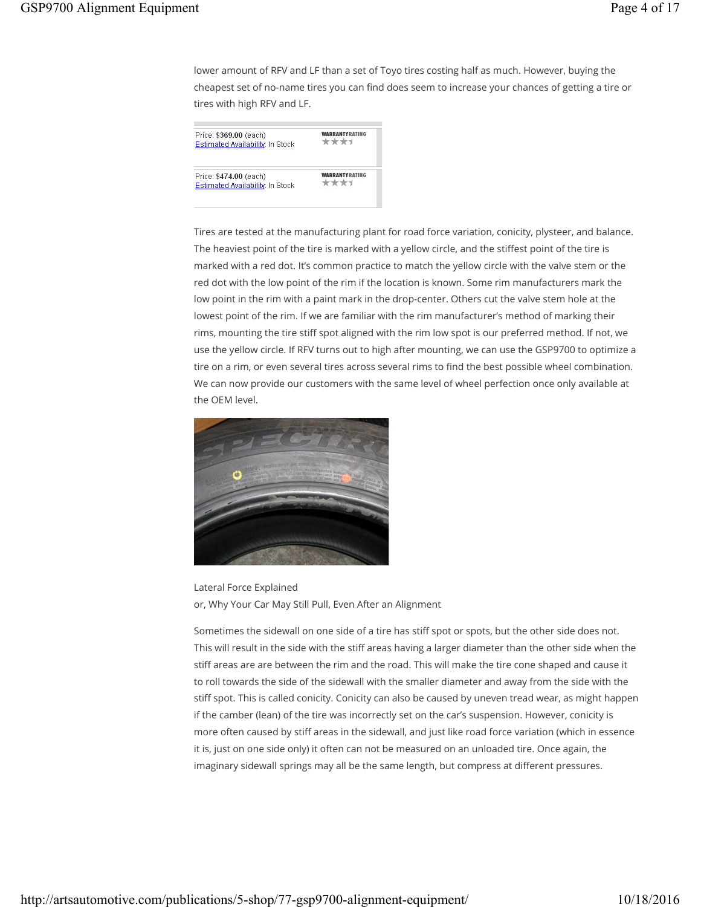lower amount of RFV and LF than a set of Toyo tires costing half as much. However, buying the cheapest set of no-name tires you can find does seem to increase your chances of getting a tire or tires with high RFV and LF.

| | |
|---|---|
| Price: $369.00 (each)<br>Estimated Availability: In Stock | WARRANTY RATING |
| Price: $474.00 (each)<br>Estimated Availability: In Stock | WARRANTY RATING |

Tires are tested at the manufacturing plant for road force variation, conicity, plysteer, and balance. The heaviest point of the tire is marked with a yellow circle, and the stiffest point of the tire is marked with a red dot. It's common practice to match the yellow circle with the valve stem or the red dot with the low point of the rim if the location is known. Some rim manufacturers mark the low point in the rim with a paint mark in the drop-center. Others cut the valve stem hole at the lowest point of the rim. If we are familiar with the rim manufacturer's method of marking their rims, mounting the tire stiff spot aligned with the rim low spot is our preferred method. If not, we use the yellow circle. If RFV turns out to high after mounting, we can use the GSP9700 to optimize a tire on a rim, or even several tires across several rims to find the best possible wheel combination. We can now provide our customers with the same level of wheel perfection once only available at the OEM level.

Lateral Force Explained
or, Why Your Car May Still Pull, Even After an Alignment

Sometimes the sidewall on one side of a tire has stiff spot or spots, but the other side does not. This will result in the side with the stiff areas having a larger diameter than the other side when the stiff areas are are between the rim and the road. This will make the tire cone shaped and cause it to roll towards the side of the sidewall with the smaller diameter and away from the side with the stiff spot. This is called conicity. Conicity can also be caused by uneven tread wear, as might happen if the camber (lean) of the tire was incorrectly set on the car's suspension. However, conicity is more often caused by stiff areas in the sidewall, and just like road force variation (which in essence it is, just on one side only) it often can not be measured on an unloaded tire. Once again, the imaginary sidewall springs may all be the same length, but compress at different pressures.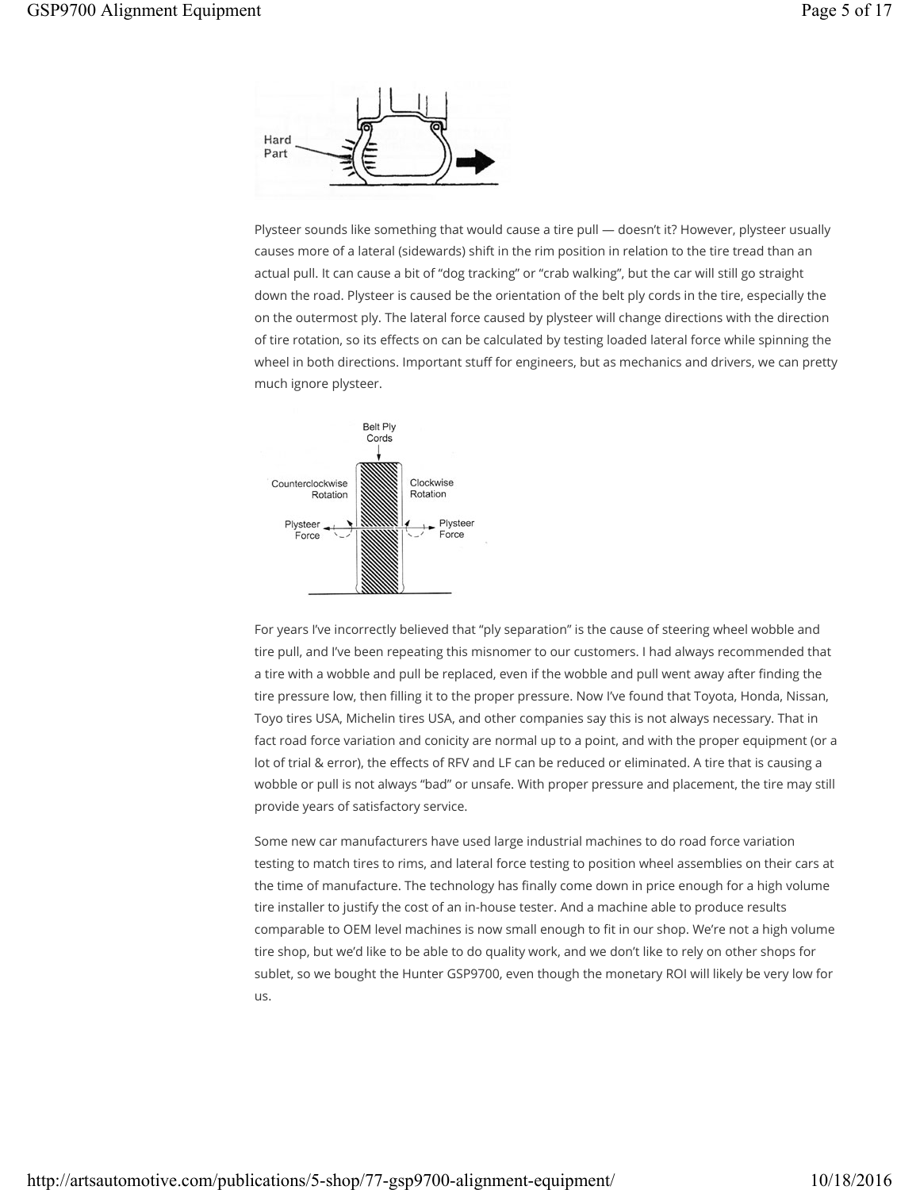Plysteer sounds like something that would cause a tire pull — doesn't it? However, plysteer usually causes more of a lateral (sidewards) shift in the rim position in relation to the tire tread than an actual pull. It can cause a bit of "dog tracking" or "crab walking", but the car will still go straight down the road. Plysteer is caused be the orientation of the belt ply cords in the tire, especially the on the outermost ply. The lateral force caused by plysteer will change directions with the direction of tire rotation, so its effects on can be calculated by testing loaded lateral force while spinning the wheel in both directions. Important stuff for engineers, but as mechanics and drivers, we can pretty much ignore plysteer.

For years I've incorrectly believed that "ply separation" is the cause of steering wheel wobble and tire pull, and I've been repeating this misnomer to our customers. I had always recommended that a tire with a wobble and pull be replaced, even if the wobble and pull went away after finding the tire pressure low, then filling it to the proper pressure. Now I've found that Toyota, Honda, Nissan, Toyo tires USA, Michelin tires USA, and other companies say this is not always necessary. That in fact road force variation and conicity are normal up to a point, and with the proper equipment (or a lot of trial & error), the effects of RFV and LF can be reduced or eliminated. A tire that is causing a wobble or pull is not always "bad" or unsafe. With proper pressure and placement, the tire may still provide years of satisfactory service.

Some new car manufacturers have used large industrial machines to do road force variation testing to match tires to rims, and lateral force testing to position wheel assemblies on their cars at the time of manufacture. The technology has finally come down in price enough for a high volume tire installer to justify the cost of an in-house tester. And a machine able to produce results comparable to OEM level machines is now small enough to fit in our shop. We're not a high volume tire shop, but we'd like to be able to do quality work, and we don't like to rely on other shops for sublet, so we bought the Hunter GSP9700, even though the monetary ROI will likely be very low for us.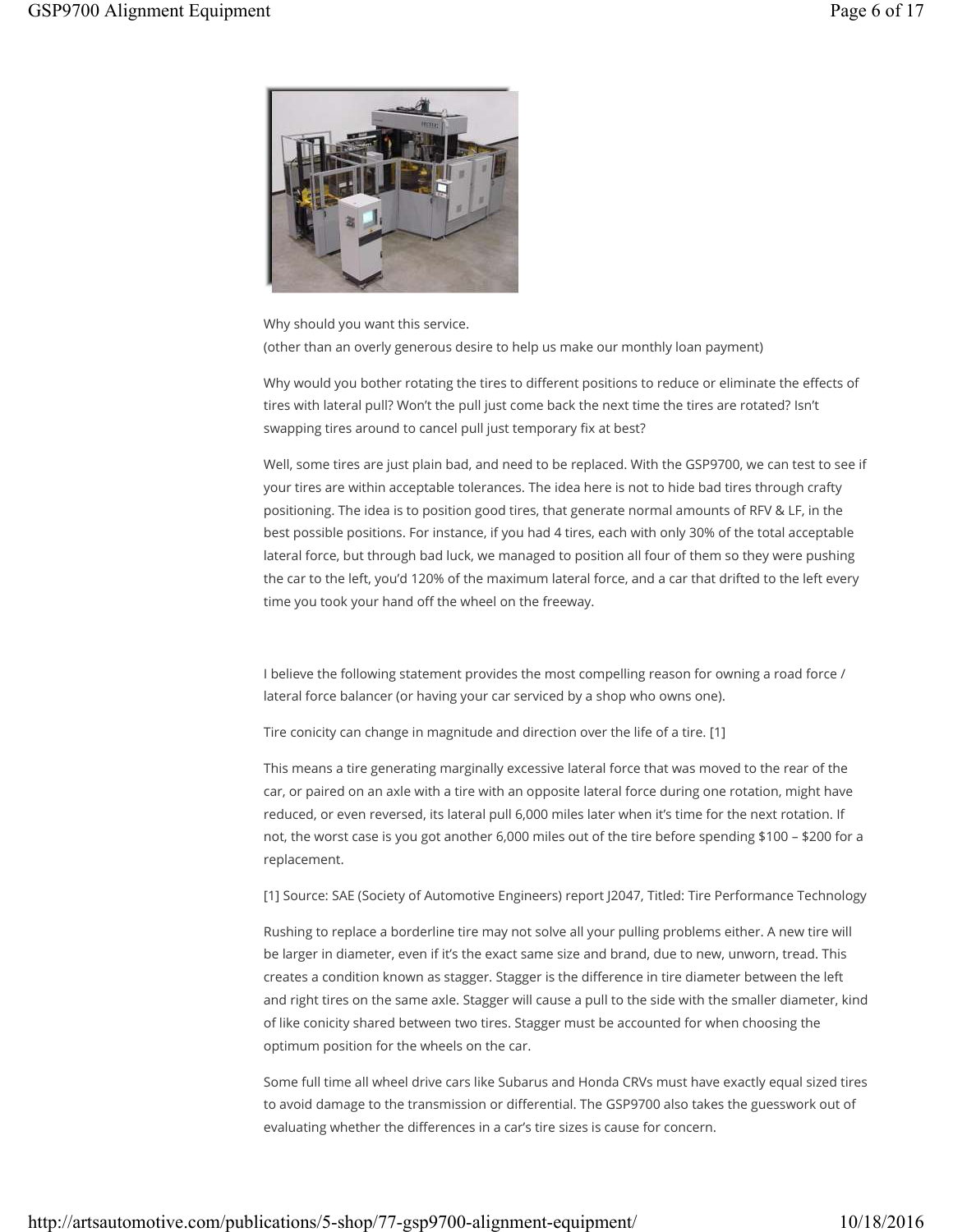Why should you want this service.
(other than an overly generous desire to help us make our monthly loan payment)

Why would you bother rotating the tires to different positions to reduce or eliminate the effects of tires with lateral pull? Won't the pull just come back the next time the tires are rotated? Isn't swapping tires around to cancel pull just temporary fix at best?

Well, some tires are just plain bad, and need to be replaced. With the GSP9700, we can test to see if your tires are within acceptable tolerances. The idea here is not to hide bad tires through crafty positioning. The idea is to position good tires, that generate normal amounts of RFV & LF, in the best possible positions. For instance, if you had 4 tires, each with only 30% of the total acceptable lateral force, but through bad luck, we managed to position all four of them so they were pushing the car to the left, you'd 120% of the maximum lateral force, and a car that drifted to the left every time you took your hand off the wheel on the freeway.

I believe the following statement provides the most compelling reason for owning a road force / lateral force balancer (or having your car serviced by a shop who owns one).

Tire conicity can change in magnitude and direction over the life of a tire. [1]

This means a tire generating marginally excessive lateral force that was moved to the rear of the car, or paired on an axle with a tire with an opposite lateral force during one rotation, might have reduced, or even reversed, its lateral pull 6,000 miles later when it's time for the next rotation. If not, the worst case is you got another 6,000 miles out of the tire before spending $100 – $200 for a replacement.

[1] Source: SAE (Society of Automotive Engineers) report J2047, Titled: Tire Performance Technology

Rushing to replace a borderline tire may not solve all your pulling problems either. A new tire will be larger in diameter, even if it's the exact same size and brand, due to new, unworn, tread. This creates a condition known as stagger. Stagger is the difference in tire diameter between the left and right tires on the same axle. Stagger will cause a pull to the side with the smaller diameter, kind of like conicity shared between two tires. Stagger must be accounted for when choosing the optimum position for the wheels on the car.

Some full time all wheel drive cars like Subarus and Honda CRVs must have exactly equal sized tires to avoid damage to the transmission or differential. The GSP9700 also takes the guesswork out of evaluating whether the differences in a car's tire sizes is cause for concern.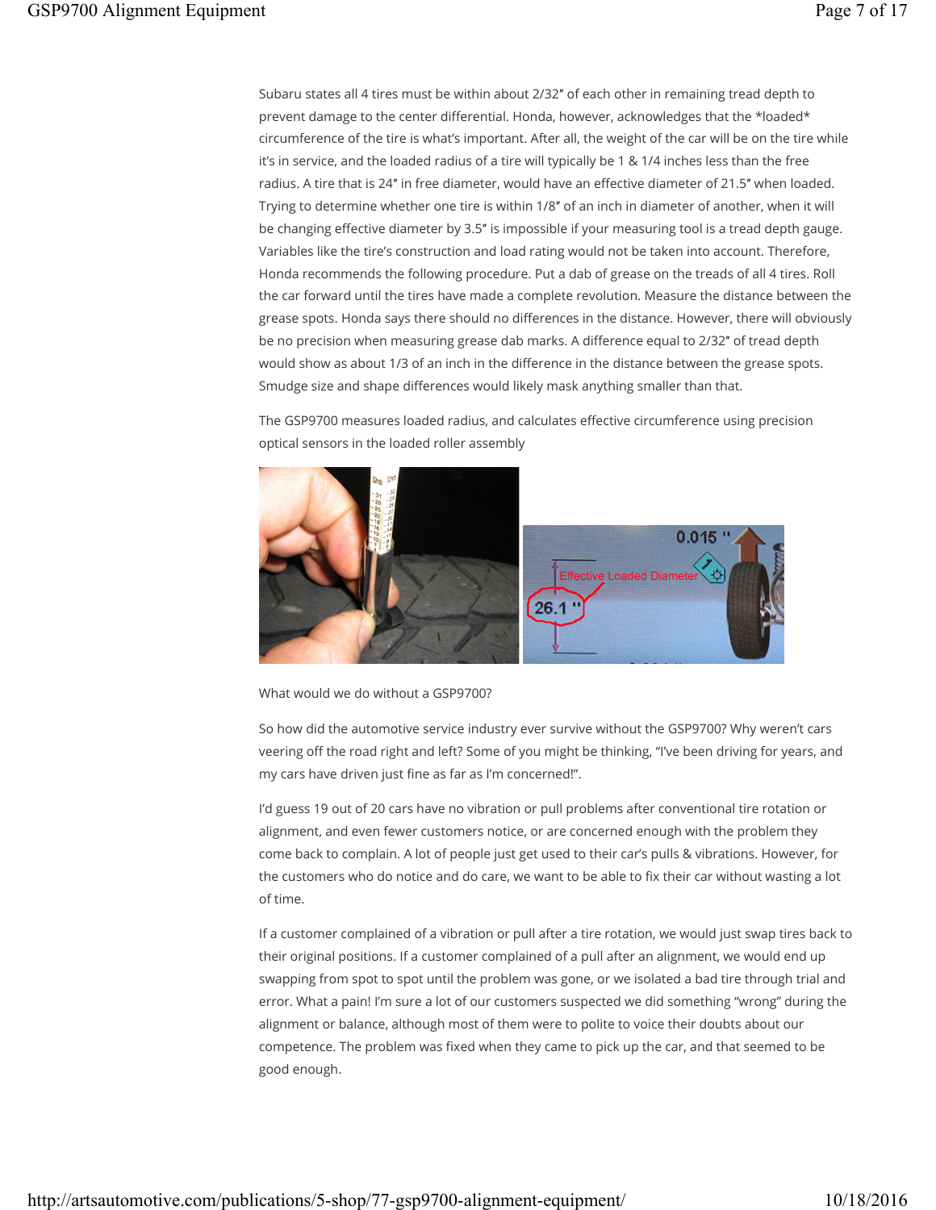Subaru states all 4 tires must be within about 2/32″ of each other in remaining tread depth to prevent damage to the center differential. Honda, however, acknowledges that the *loaded* circumference of the tire is what's important. After all, the weight of the car will be on the tire while it's in service, and the loaded radius of a tire will typically be 1 & 1/4 inches less than the free radius. A tire that is 24″ in free diameter, would have an effective diameter of 21.5″ when loaded. Trying to determine whether one tire is within 1/8″ of an inch in diameter of another, when it will be changing effective diameter by 3.5″ is impossible if your measuring tool is a tread depth gauge. Variables like the tire's construction and load rating would not be taken into account. Therefore, Honda recommends the following procedure. Put a dab of grease on the treads of all 4 tires. Roll the car forward until the tires have made a complete revolution. Measure the distance between the grease spots. Honda says there should no differences in the distance. However, there will obviously be no precision when measuring grease dab marks. A difference equal to 2/32″ of tread depth would show as about 1/3 of an inch in the difference in the distance between the grease spots. Smudge size and shape differences would likely mask anything smaller than that.

The GSP9700 measures loaded radius, and calculates effective circumference using precision optical sensors in the loaded roller assembly

What would we do without a GSP9700?

So how did the automotive service industry ever survive without the GSP9700? Why weren't cars veering off the road right and left? Some of you might be thinking, "I've been driving for years, and my cars have driven just fine as far as I'm concerned!".

I'd guess 19 out of 20 cars have no vibration or pull problems after conventional tire rotation or alignment, and even fewer customers notice, or are concerned enough with the problem they come back to complain. A lot of people just get used to their car's pulls & vibrations. However, for the customers who do notice and do care, we want to be able to fix their car without wasting a lot of time.

If a customer complained of a vibration or pull after a tire rotation, we would just swap tires back to their original positions. If a customer complained of a pull after an alignment, we would end up swapping from spot to spot until the problem was gone, or we isolated a bad tire through trial and error. What a pain! I'm sure a lot of our customers suspected we did something "wrong" during the alignment or balance, although most of them were to polite to voice their doubts about our competence. The problem was fixed when they came to pick up the car, and that seemed to be good enough.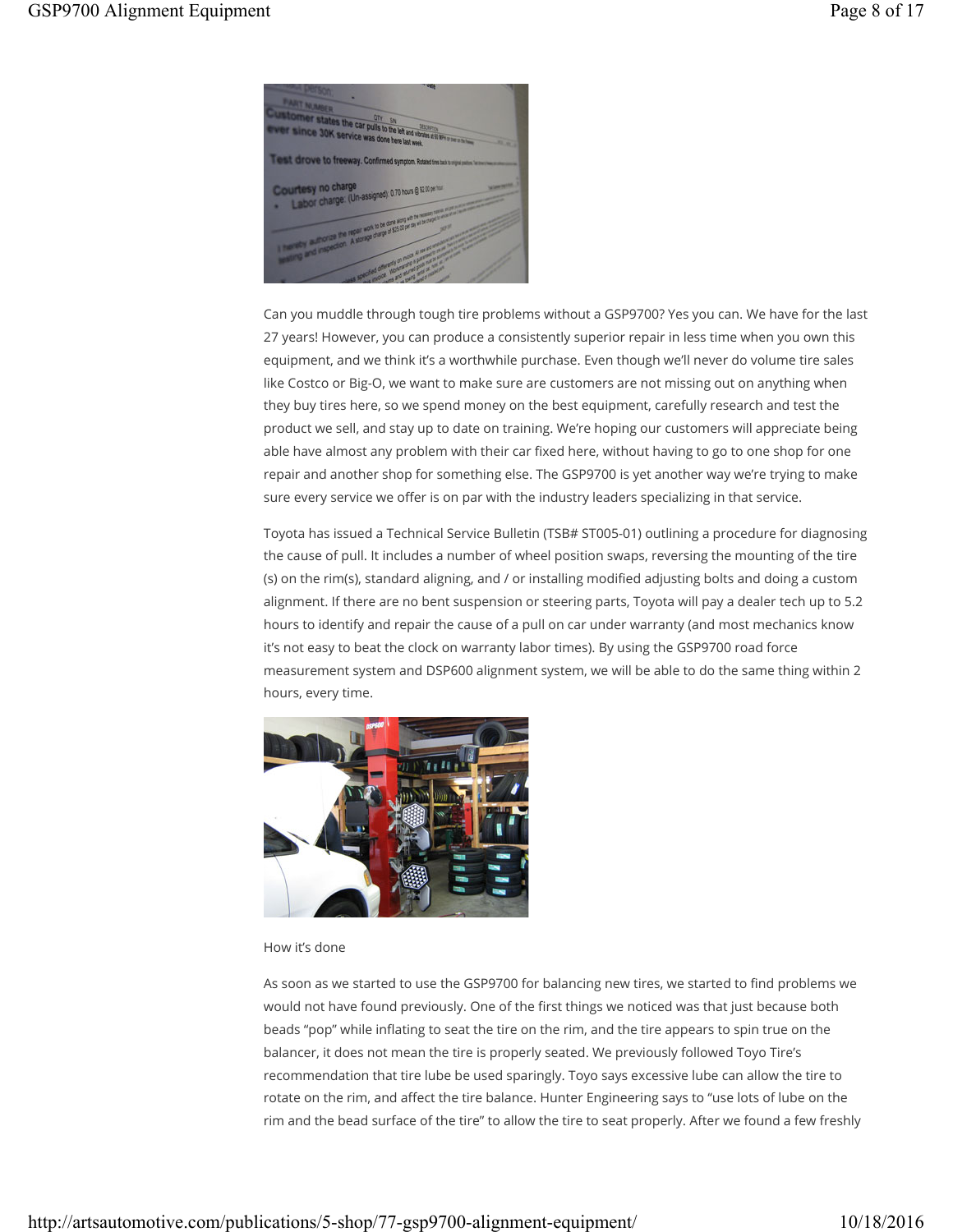Can you muddle through tough tire problems without a GSP9700? Yes you can. We have for the last 27 years! However, you can produce a consistently superior repair in less time when you own this equipment, and we think it's a worthwhile purchase. Even though we'll never do volume tire sales like Costco or Big-O, we want to make sure are customers are not missing out on anything when they buy tires here, so we spend money on the best equipment, carefully research and test the product we sell, and stay up to date on training. We're hoping our customers will appreciate being able have almost any problem with their car fixed here, without having to go to one shop for one repair and another shop for something else. The GSP9700 is yet another way we're trying to make sure every service we offer is on par with the industry leaders specializing in that service.

Toyota has issued a Technical Service Bulletin (TSB# ST005-01) outlining a procedure for diagnosing the cause of pull. It includes a number of wheel position swaps, reversing the mounting of the tire (s) on the rim(s), standard aligning, and / or installing modified adjusting bolts and doing a custom alignment. If there are no bent suspension or steering parts, Toyota will pay a dealer tech up to 5.2 hours to identify and repair the cause of a pull on car under warranty (and most mechanics know it's not easy to beat the clock on warranty labor times). By using the GSP9700 road force measurement system and DSP600 alignment system, we will be able to do the same thing within 2 hours, every time.

How it's done

As soon as we started to use the GSP9700 for balancing new tires, we started to find problems we would not have found previously. One of the first things we noticed was that just because both beads "pop" while inflating to seat the tire on the rim, and the tire appears to spin true on the balancer, it does not mean the tire is properly seated. We previously followed Toyo Tire's recommendation that tire lube be used sparingly. Toyo says excessive lube can allow the tire to rotate on the rim, and affect the tire balance. Hunter Engineering says to "use lots of lube on the rim and the bead surface of the tire" to allow the tire to seat properly. After we found a few freshly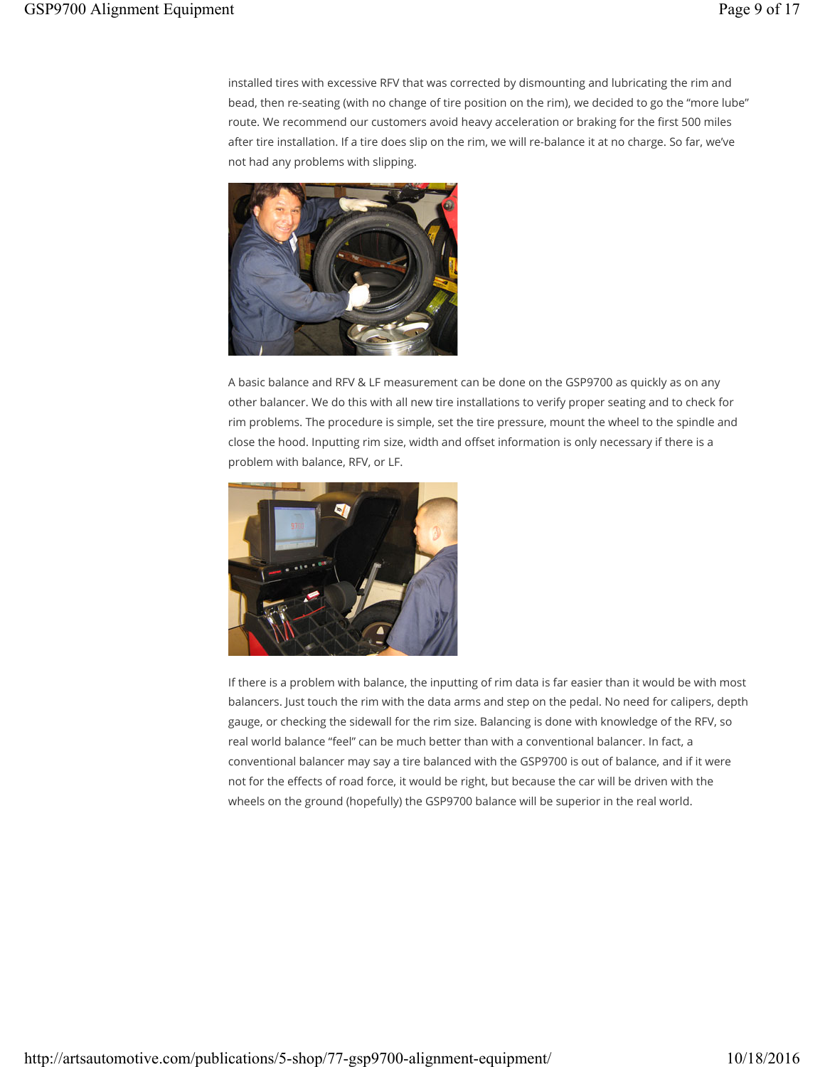installed tires with excessive RFV that was corrected by dismounting and lubricating the rim and bead, then re-seating (with no change of tire position on the rim), we decided to go the “more lube” route. We recommend our customers avoid heavy acceleration or braking for the first 500 miles after tire installation. If a tire does slip on the rim, we will re-balance it at no charge. So far, we’ve not had any problems with slipping.

A basic balance and RFV & LF measurement can be done on the GSP9700 as quickly as on any other balancer. We do this with all new tire installations to verify proper seating and to check for rim problems. The procedure is simple, set the tire pressure, mount the wheel to the spindle and close the hood. Inputting rim size, width and offset information is only necessary if there is a problem with balance, RFV, or LF.

If there is a problem with balance, the inputting of rim data is far easier than it would be with most balancers. Just touch the rim with the data arms and step on the pedal. No need for calipers, depth gauge, or checking the sidewall for the rim size. Balancing is done with knowledge of the RFV, so real world balance “feel” can be much better than with a conventional balancer. In fact, a conventional balancer may say a tire balanced with the GSP9700 is out of balance, and if it were not for the effects of road force, it would be right, but because the car will be driven with the wheels on the ground (hopefully) the GSP9700 balance will be superior in the real world.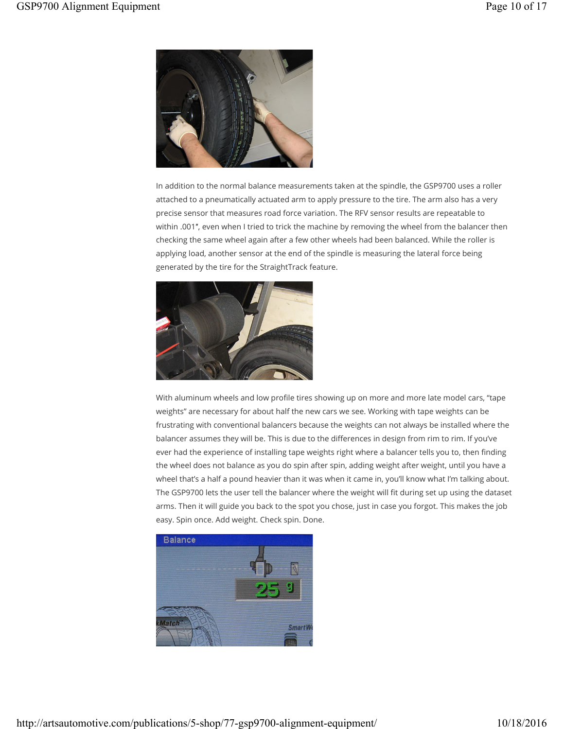In addition to the normal balance measurements taken at the spindle, the GSP9700 uses a roller attached to a pneumatically actuated arm to apply pressure to the tire. The arm also has a very precise sensor that measures road force variation. The RFV sensor results are repeatable to within .001", even when I tried to trick the machine by removing the wheel from the balancer then checking the same wheel again after a few other wheels had been balanced. While the roller is applying load, another sensor at the end of the spindle is measuring the lateral force being generated by the tire for the StraightTrack feature.

With aluminum wheels and low profile tires showing up on more and more late model cars, "tape weights" are necessary for about half the new cars we see. Working with tape weights can be frustrating with conventional balancers because the weights can not always be installed where the balancer assumes they will be. This is due to the differences in design from rim to rim. If you've ever had the experience of installing tape weights right where a balancer tells you to, then finding the wheel does not balance as you do spin after spin, adding weight after weight, until you have a wheel that's a half a pound heavier than it was when it came in, you'll know what I'm talking about. The GSP9700 lets the user tell the balancer where the weight will fit during set up using the dataset arms. Then it will guide you back to the spot you chose, just in case you forgot. This makes the job easy. Spin once. Add weight. Check spin. Done.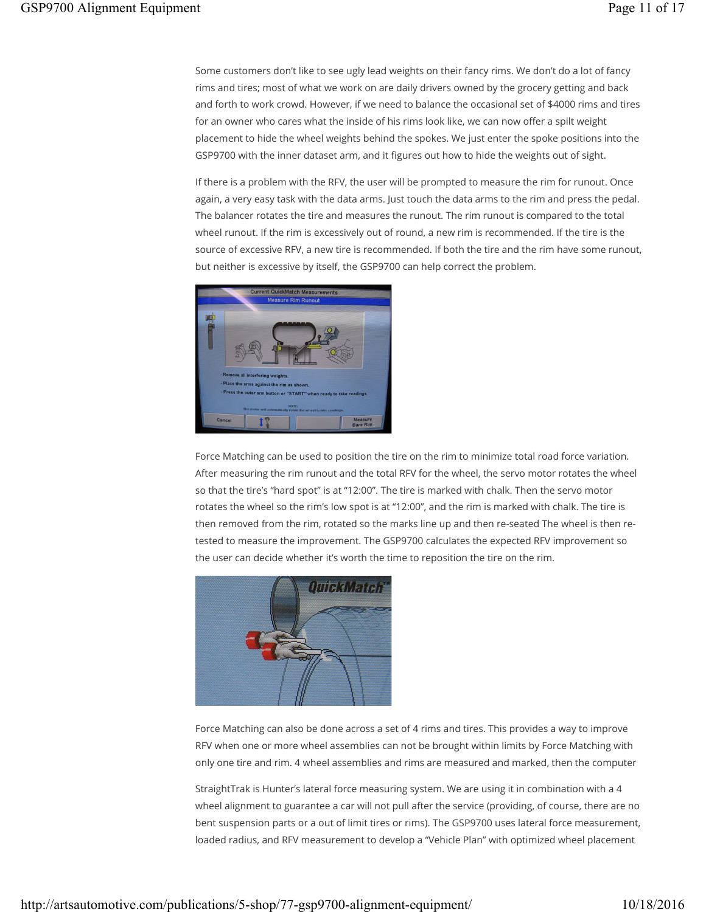Some customers don't like to see ugly lead weights on their fancy rims. We don't do a lot of fancy rims and tires; most of what we work on are daily drivers owned by the grocery getting and back and forth to work crowd. However, if we need to balance the occasional set of $4000 rims and tires for an owner who cares what the inside of his rims look like, we can now offer a spilt weight placement to hide the wheel weights behind the spokes. We just enter the spoke positions into the GSP9700 with the inner dataset arm, and it figures out how to hide the weights out of sight.

If there is a problem with the RFV, the user will be prompted to measure the rim for runout. Once again, a very easy task with the data arms. Just touch the data arms to the rim and press the pedal. The balancer rotates the tire and measures the runout. The rim runout is compared to the total wheel runout. If the rim is excessively out of round, a new rim is recommended. If the tire is the source of excessive RFV, a new tire is recommended. If both the tire and the rim have some runout, but neither is excessive by itself, the GSP9700 can help correct the problem.

Force Matching can be used to position the tire on the rim to minimize total road force variation. After measuring the rim runout and the total RFV for the wheel, the servo motor rotates the wheel so that the tire's "hard spot" is at "12:00". The tire is marked with chalk. Then the servo motor rotates the wheel so the rim's low spot is at "12:00", and the rim is marked with chalk. The tire is then removed from the rim, rotated so the marks line up and then re-seated The wheel is then re-tested to measure the improvement. The GSP9700 calculates the expected RFV improvement so the user can decide whether it's worth the time to reposition the tire on the rim.

Force Matching can also be done across a set of 4 rims and tires. This provides a way to improve RFV when one or more wheel assemblies can not be brought within limits by Force Matching with only one tire and rim. 4 wheel assemblies and rims are measured and marked, then the computer

StraightTrak is Hunter's lateral force measuring system. We are using it in combination with a 4 wheel alignment to guarantee a car will not pull after the service (providing, of course, there are no bent suspension parts or a out of limit tires or rims). The GSP9700 uses lateral force measurement, loaded radius, and RFV measurement to develop a "Vehicle Plan" with optimized wheel placement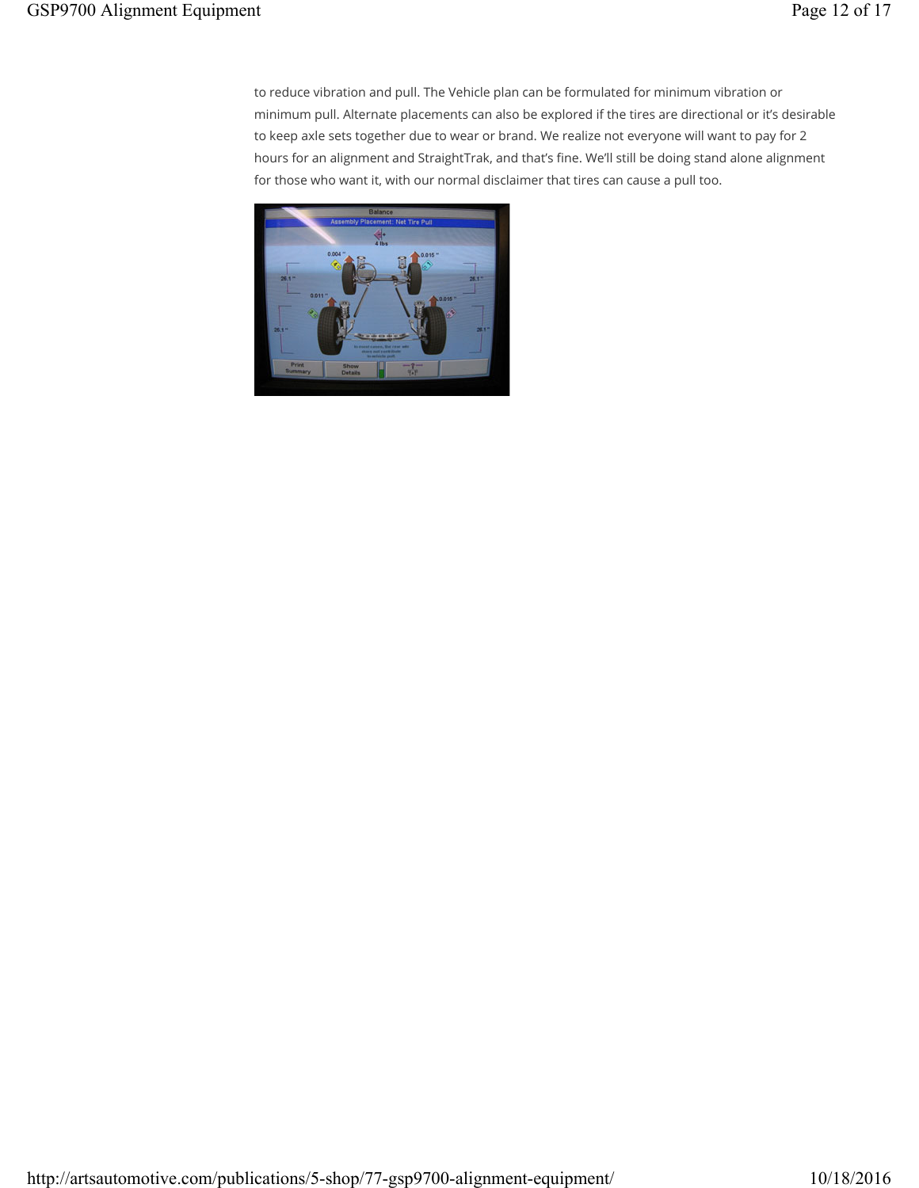to reduce vibration and pull. The Vehicle plan can be formulated for minimum vibration or minimum pull. Alternate placements can also be explored if the tires are directional or it's desirable to keep axle sets together due to wear or brand. We realize not everyone will want to pay for 2 hours for an alignment and StraightTrak, and that's fine. We'll still be doing stand alone alignment for those who want it, with our normal disclaimer that tires can cause a pull too.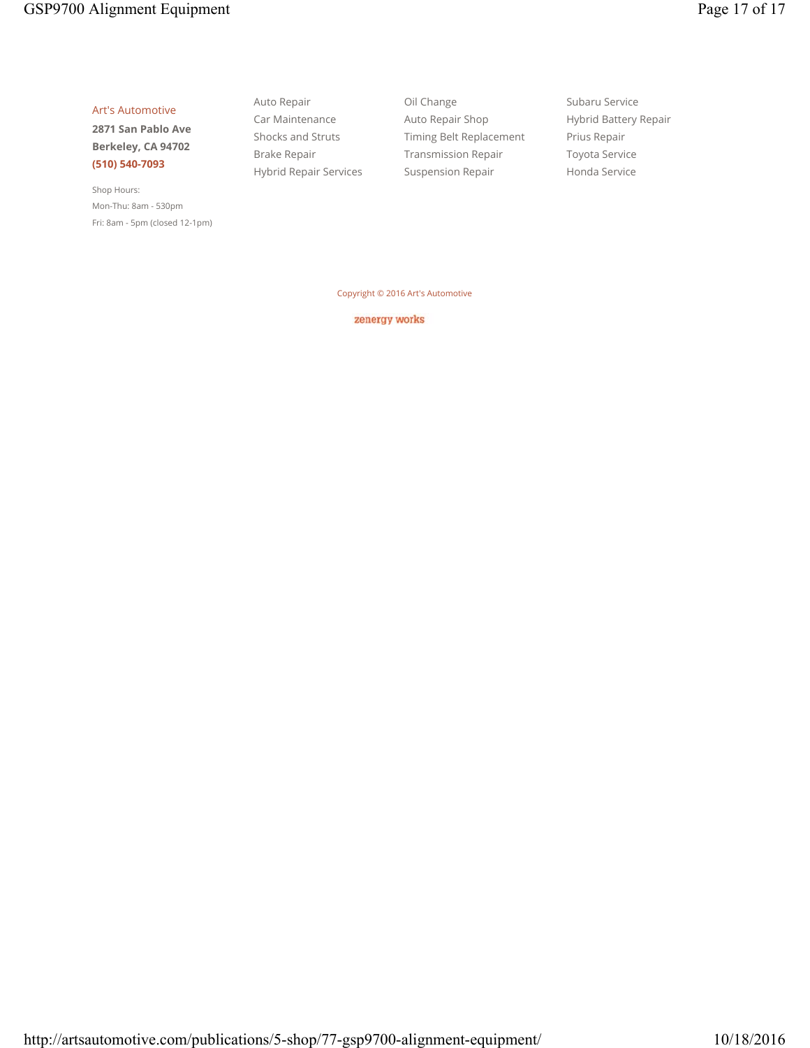Art's Automotive

**2871 San Pablo Ave**
**Berkeley, CA 94702**
**(510) 540-7093**

Shop Hours:
Mon-Thu: 8am - 530pm
Fri: 8am - 5pm (closed 12-1pm)

- Auto Repair
- Car Maintenance
- Shocks and Struts
- Brake Repair
- Hybrid Repair Services

- Oil Change
- Auto Repair Shop
- Timing Belt Replacement
- Transmission Repair
- Suspension Repair

- Subaru Service
- Hybrid Battery Repair
- Prius Repair
- Toyota Service
- Honda Service

Copyright © 2016 Art's Automotive

zenergy works